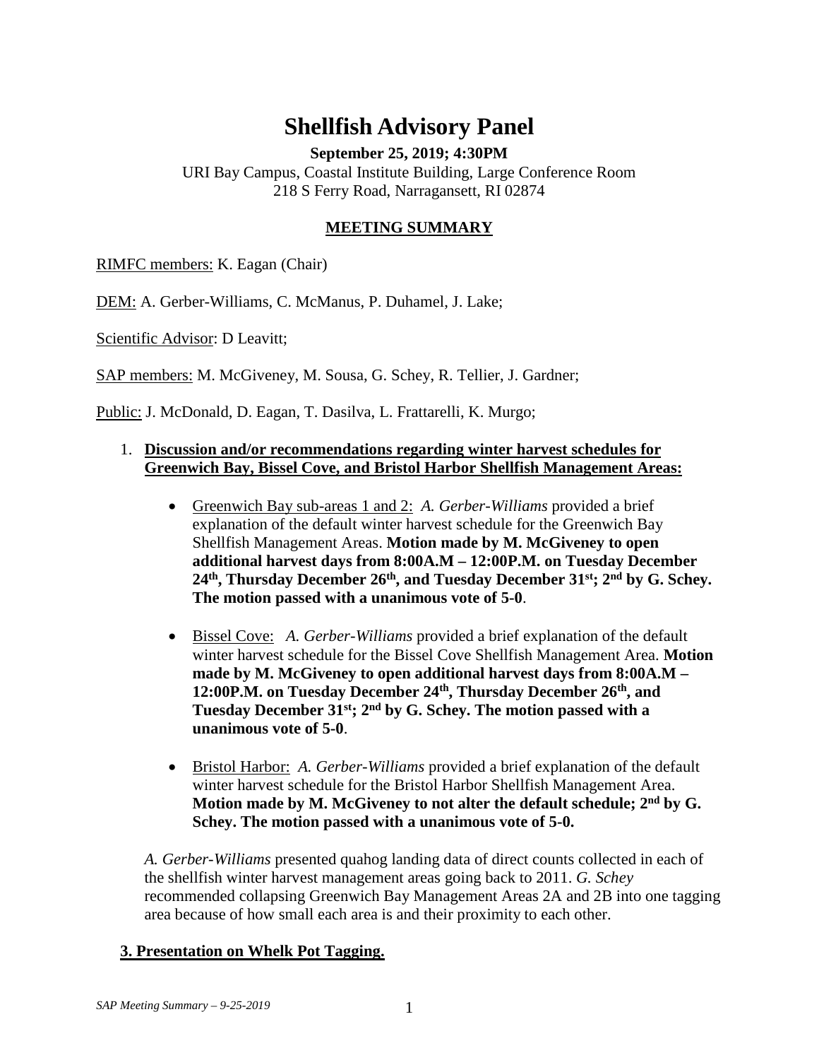# Shellfish Advisory Panel

**September 25, 2019; 4:30PM**

URI Bay Campus, Coastal Institute Building, Large Conference Room
218 S Ferry Road, Narragansett, RI 02874

## MEETING SUMMARY

RIMFC members: K. Eagan (Chair)

DEM: A. Gerber-Williams, C. McManus, P. Duhamel, J. Lake;

Scientific Advisor: D Leavitt;

SAP members: M. McGiveney, M. Sousa, G. Schey, R. Tellier, J. Gardner;

Public: J. McDonald, D. Eagan, T. Dasilva, L. Frattarelli, K. Murgo;

1. **Discussion and/or recommendations regarding winter harvest schedules for Greenwich Bay, Bissel Cove, and Bristol Harbor Shellfish Management Areas:**

   - Greenwich Bay sub-areas 1 and 2: *A. Gerber-Williams* provided a brief explanation of the default winter harvest schedule for the Greenwich Bay Shellfish Management Areas. **Motion made by M. McGiveney to open additional harvest days from 8:00A.M – 12:00P.M. on Tuesday December 24th, Thursday December 26th, and Tuesday December 31st; 2nd by G. Schey. The motion passed with a unanimous vote of 5-0**.

   - Bissel Cove: *A. Gerber-Williams* provided a brief explanation of the default winter harvest schedule for the Bissel Cove Shellfish Management Area. **Motion made by M. McGiveney to open additional harvest days from 8:00A.M – 12:00P.M. on Tuesday December 24th, Thursday December 26th, and Tuesday December 31st; 2nd by G. Schey. The motion passed with a unanimous vote of 5-0**.

   - Bristol Harbor: *A. Gerber-Williams* provided a brief explanation of the default winter harvest schedule for the Bristol Harbor Shellfish Management Area. **Motion made by M. McGiveney to not alter the default schedule; 2nd by G. Schey. The motion passed with a unanimous vote of 5-0.**

   *A. Gerber-Williams* presented quahog landing data of direct counts collected in each of the shellfish winter harvest management areas going back to 2011. *G. Schey* recommended collapsing Greenwich Bay Management Areas 2A and 2B into one tagging area because of how small each area is and their proximity to each other.

### 3. Presentation on Whelk Pot Tagging.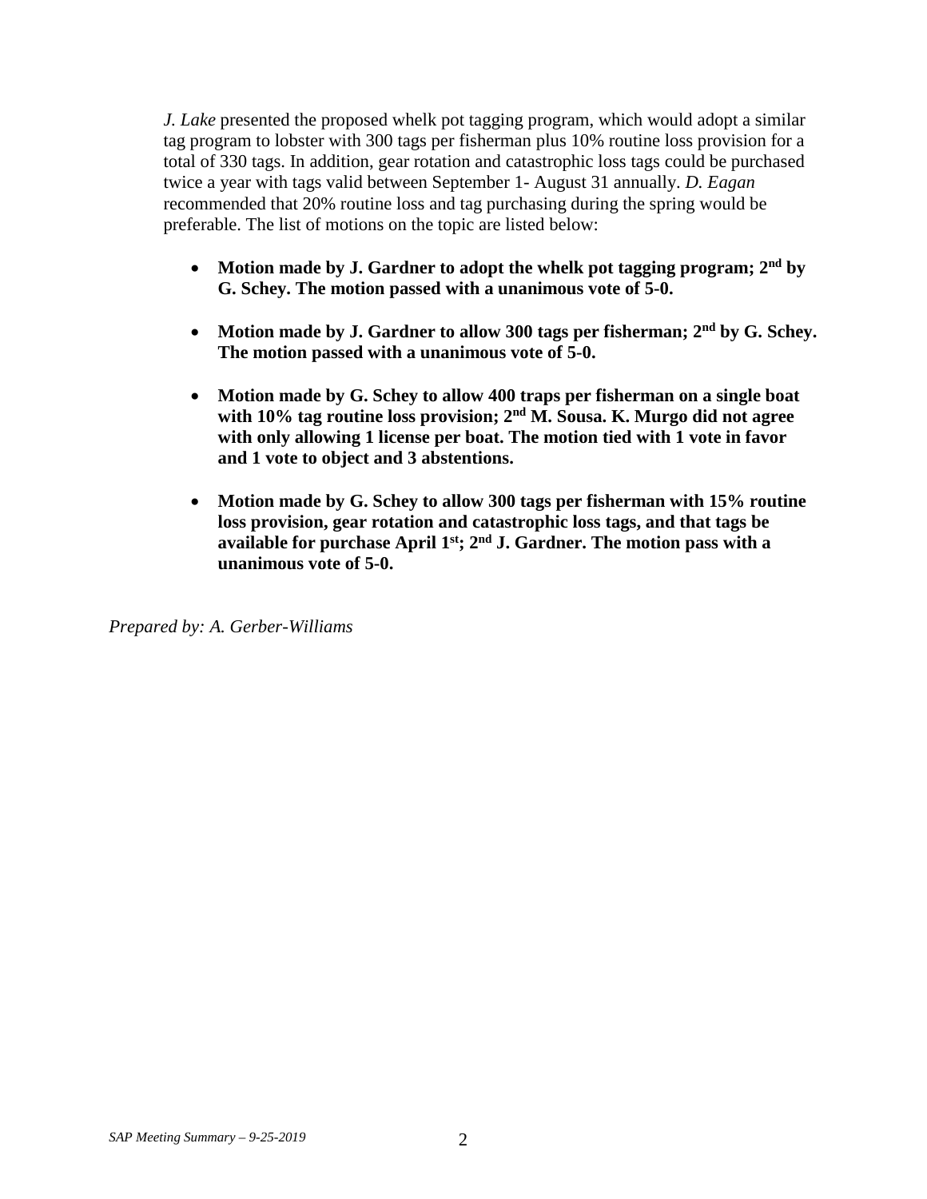*J. Lake* presented the proposed whelk pot tagging program, which would adopt a similar tag program to lobster with 300 tags per fisherman plus 10% routine loss provision for a total of 330 tags. In addition, gear rotation and catastrophic loss tags could be purchased twice a year with tags valid between September 1- August 31 annually. *D. Eagan* recommended that 20% routine loss and tag purchasing during the spring would be preferable. The list of motions on the topic are listed below:

- **Motion made by J. Gardner to adopt the whelk pot tagging program; 2nd by G. Schey. The motion passed with a unanimous vote of 5-0.**

- **Motion made by J. Gardner to allow 300 tags per fisherman; 2nd by G. Schey. The motion passed with a unanimous vote of 5-0.**

- **Motion made by G. Schey to allow 400 traps per fisherman on a single boat with 10% tag routine loss provision; 2nd M. Sousa. K. Murgo did not agree with only allowing 1 license per boat. The motion tied with 1 vote in favor and 1 vote to object and 3 abstentions.**

- **Motion made by G. Schey to allow 300 tags per fisherman with 15% routine loss provision, gear rotation and catastrophic loss tags, and that tags be available for purchase April 1st; 2nd J. Gardner. The motion pass with a unanimous vote of 5-0.**

*Prepared by: A. Gerber-Williams*